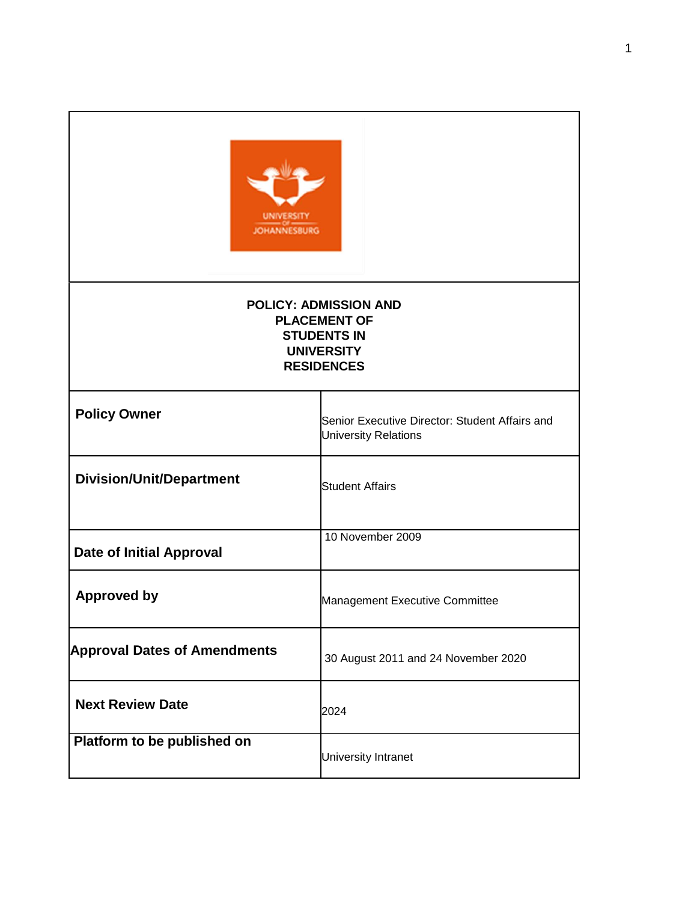# POLICY: ADMISSION AND PLACEMENT OF STUDENTS IN UNIVERSITY RESIDENCES

| | |
|---|---|
| **Policy Owner** | Senior Executive Director: Student Affairs and University Relations |
| **Division/Unit/Department** | Student Affairs |
| **Date of Initial Approval** | 10 November 2009 |
| **Approved by** | Management Executive Committee |
| **Approval Dates of Amendments** | 30 August 2011 and 24 November 2020 |
| **Next Review Date** | 2024 |
| **Platform to be published on** | University Intranet |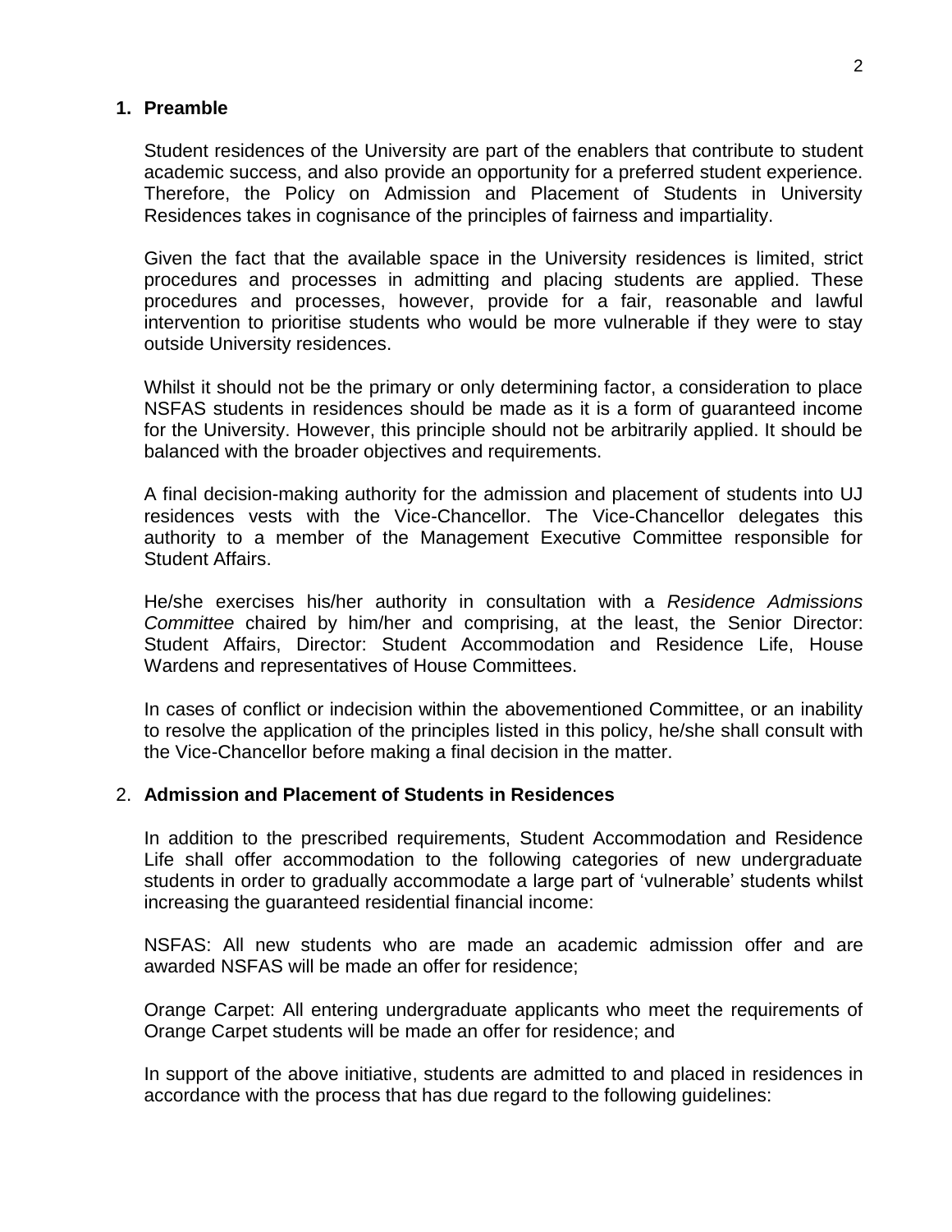## 1. Preamble

Student residences of the University are part of the enablers that contribute to student academic success, and also provide an opportunity for a preferred student experience. Therefore, the Policy on Admission and Placement of Students in University Residences takes in cognisance of the principles of fairness and impartiality.

Given the fact that the available space in the University residences is limited, strict procedures and processes in admitting and placing students are applied. These procedures and processes, however, provide for a fair, reasonable and lawful intervention to prioritise students who would be more vulnerable if they were to stay outside University residences.

Whilst it should not be the primary or only determining factor, a consideration to place NSFAS students in residences should be made as it is a form of guaranteed income for the University. However, this principle should not be arbitrarily applied. It should be balanced with the broader objectives and requirements.

A final decision-making authority for the admission and placement of students into UJ residences vests with the Vice-Chancellor. The Vice-Chancellor delegates this authority to a member of the Management Executive Committee responsible for Student Affairs.

He/she exercises his/her authority in consultation with a *Residence Admissions Committee* chaired by him/her and comprising, at the least, the Senior Director: Student Affairs, Director: Student Accommodation and Residence Life, House Wardens and representatives of House Committees.

In cases of conflict or indecision within the abovementioned Committee, or an inability to resolve the application of the principles listed in this policy, he/she shall consult with the Vice-Chancellor before making a final decision in the matter.

## 2. Admission and Placement of Students in Residences

In addition to the prescribed requirements, Student Accommodation and Residence Life shall offer accommodation to the following categories of new undergraduate students in order to gradually accommodate a large part of 'vulnerable' students whilst increasing the guaranteed residential financial income:

NSFAS: All new students who are made an academic admission offer and are awarded NSFAS will be made an offer for residence;

Orange Carpet: All entering undergraduate applicants who meet the requirements of Orange Carpet students will be made an offer for residence; and

In support of the above initiative, students are admitted to and placed in residences in accordance with the process that has due regard to the following guidelines: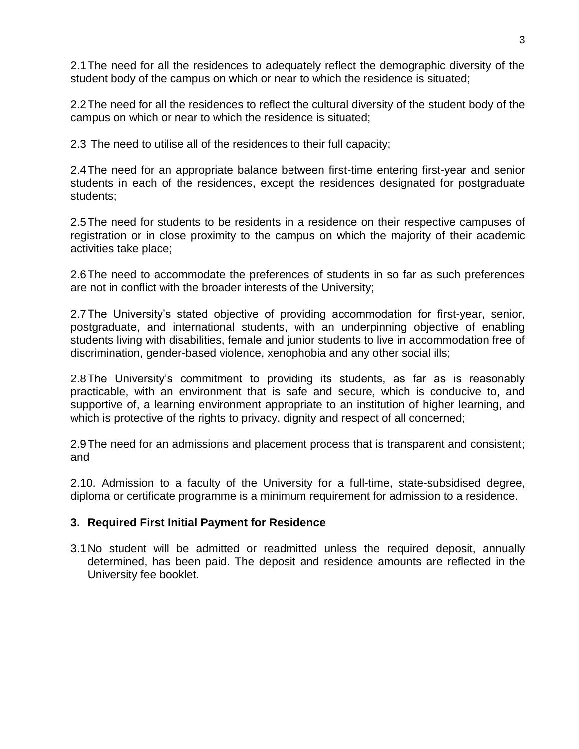2.1 The need for all the residences to adequately reflect the demographic diversity of the student body of the campus on which or near to which the residence is situated;

2.2 The need for all the residences to reflect the cultural diversity of the student body of the campus on which or near to which the residence is situated;

2.3 The need to utilise all of the residences to their full capacity;

2.4 The need for an appropriate balance between first-time entering first-year and senior students in each of the residences, except the residences designated for postgraduate students;

2.5 The need for students to be residents in a residence on their respective campuses of registration or in close proximity to the campus on which the majority of their academic activities take place;

2.6 The need to accommodate the preferences of students in so far as such preferences are not in conflict with the broader interests of the University;

2.7 The University's stated objective of providing accommodation for first-year, senior, postgraduate, and international students, with an underpinning objective of enabling students living with disabilities, female and junior students to live in accommodation free of discrimination, gender-based violence, xenophobia and any other social ills;

2.8 The University's commitment to providing its students, as far as is reasonably practicable, with an environment that is safe and secure, which is conducive to, and supportive of, a learning environment appropriate to an institution of higher learning, and which is protective of the rights to privacy, dignity and respect of all concerned;

2.9 The need for an admissions and placement process that is transparent and consistent; and

2.10. Admission to a faculty of the University for a full-time, state-subsidised degree, diploma or certificate programme is a minimum requirement for admission to a residence.

## 3. Required First Initial Payment for Residence

3.1 No student will be admitted or readmitted unless the required deposit, annually determined, has been paid. The deposit and residence amounts are reflected in the University fee booklet.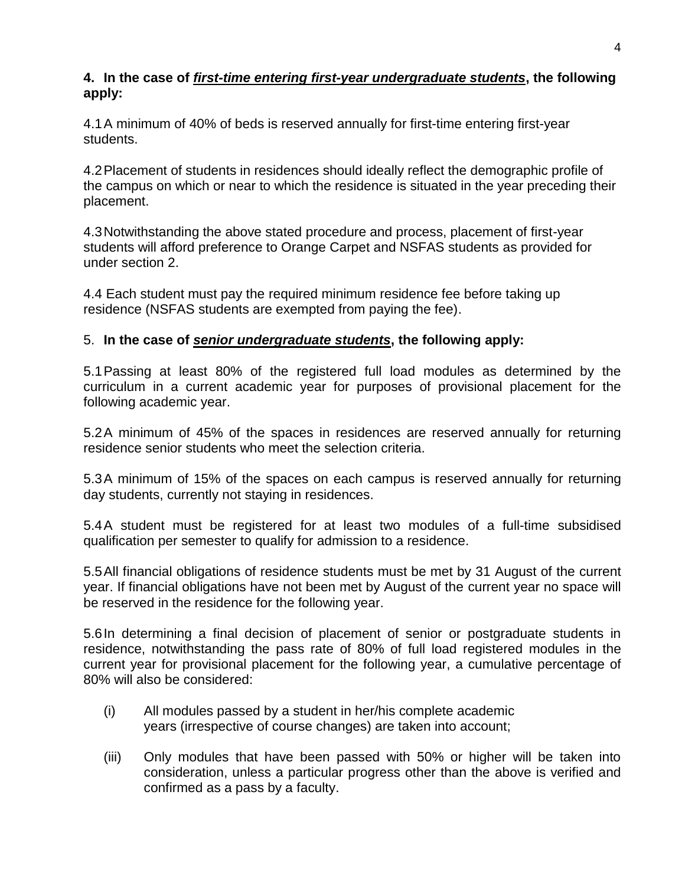**4. In the case of *<u>first-time entering first-year undergraduate students</u>*, the following apply:**

4.1 A minimum of 40% of beds is reserved annually for first-time entering first-year students.

4.2 Placement of students in residences should ideally reflect the demographic profile of the campus on which or near to which the residence is situated in the year preceding their placement.

4.3 Notwithstanding the above stated procedure and process, placement of first-year students will afford preference to Orange Carpet and NSFAS students as provided for under section 2.

4.4 Each student must pay the required minimum residence fee before taking up residence (NSFAS students are exempted from paying the fee).

5. **In the case of *<u>senior undergraduate students</u>*, the following apply:**

5.1 Passing at least 80% of the registered full load modules as determined by the curriculum in a current academic year for purposes of provisional placement for the following academic year.

5.2 A minimum of 45% of the spaces in residences are reserved annually for returning residence senior students who meet the selection criteria.

5.3 A minimum of 15% of the spaces on each campus is reserved annually for returning day students, currently not staying in residences.

5.4 A student must be registered for at least two modules of a full-time subsidised qualification per semester to qualify for admission to a residence.

5.5 All financial obligations of residence students must be met by 31 August of the current year. If financial obligations have not been met by August of the current year no space will be reserved in the residence for the following year.

5.6 In determining a final decision of placement of senior or postgraduate students in residence, notwithstanding the pass rate of 80% of full load registered modules in the current year for provisional placement for the following year, a cumulative percentage of 80% will also be considered:

(i) All modules passed by a student in her/his complete academic years (irrespective of course changes) are taken into account;

(iii) Only modules that have been passed with 50% or higher will be taken into consideration, unless a particular progress other than the above is verified and confirmed as a pass by a faculty.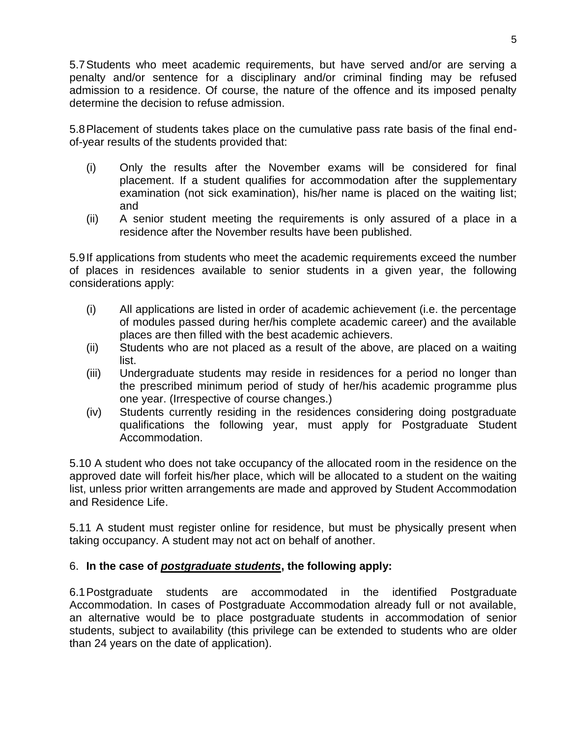5.7 Students who meet academic requirements, but have served and/or are serving a penalty and/or sentence for a disciplinary and/or criminal finding may be refused admission to a residence. Of course, the nature of the offence and its imposed penalty determine the decision to refuse admission.

5.8 Placement of students takes place on the cumulative pass rate basis of the final end-of-year results of the students provided that:

(i) Only the results after the November exams will be considered for final placement. If a student qualifies for accommodation after the supplementary examination (not sick examination), his/her name is placed on the waiting list; and

(ii) A senior student meeting the requirements is only assured of a place in a residence after the November results have been published.

5.9 If applications from students who meet the academic requirements exceed the number of places in residences available to senior students in a given year, the following considerations apply:

(i) All applications are listed in order of academic achievement (i.e. the percentage of modules passed during her/his complete academic career) and the available places are then filled with the best academic achievers.

(ii) Students who are not placed as a result of the above, are placed on a waiting list.

(iii) Undergraduate students may reside in residences for a period no longer than the prescribed minimum period of study of her/his academic programme plus one year. (Irrespective of course changes.)

(iv) Students currently residing in the residences considering doing postgraduate qualifications the following year, must apply for Postgraduate Student Accommodation.

5.10 A student who does not take occupancy of the allocated room in the residence on the approved date will forfeit his/her place, which will be allocated to a student on the waiting list, unless prior written arrangements are made and approved by Student Accommodation and Residence Life.

5.11 A student must register online for residence, but must be physically present when taking occupancy. A student may not act on behalf of another.

6. **In the case of *postgraduate students*, the following apply:**

6.1 Postgraduate students are accommodated in the identified Postgraduate Accommodation. In cases of Postgraduate Accommodation already full or not available, an alternative would be to place postgraduate students in accommodation of senior students, subject to availability (this privilege can be extended to students who are older than 24 years on the date of application).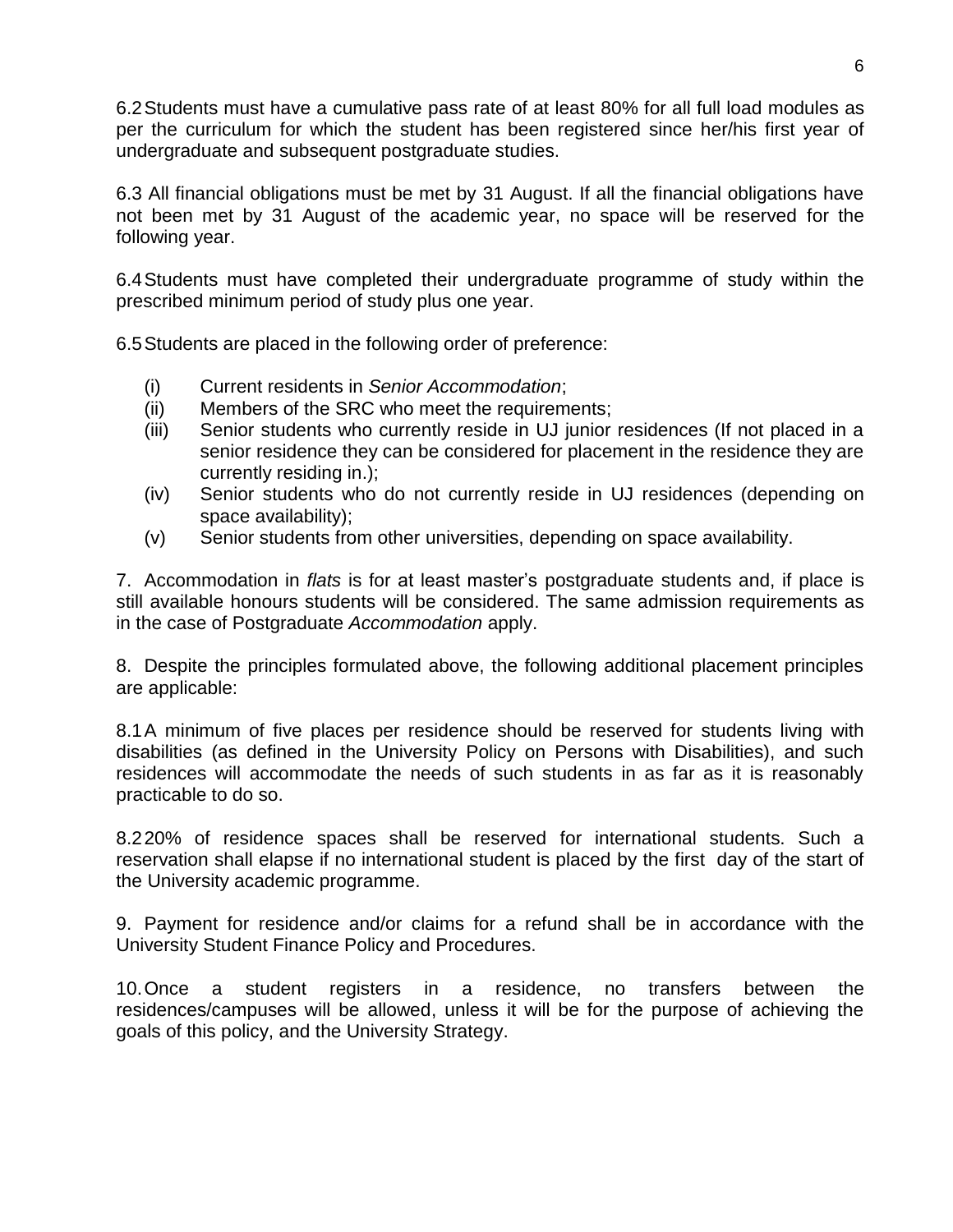6.2 Students must have a cumulative pass rate of at least 80% for all full load modules as per the curriculum for which the student has been registered since her/his first year of undergraduate and subsequent postgraduate studies.

6.3 All financial obligations must be met by 31 August. If all the financial obligations have not been met by 31 August of the academic year, no space will be reserved for the following year.

6.4 Students must have completed their undergraduate programme of study within the prescribed minimum period of study plus one year.

6.5 Students are placed in the following order of preference:

- (i) Current residents in *Senior Accommodation*;
- (ii) Members of the SRC who meet the requirements;
- (iii) Senior students who currently reside in UJ junior residences (If not placed in a senior residence they can be considered for placement in the residence they are currently residing in.);
- (iv) Senior students who do not currently reside in UJ residences (depending on space availability);
- (v) Senior students from other universities, depending on space availability.

7. Accommodation in *flats* is for at least master's postgraduate students and, if place is still available honours students will be considered. The same admission requirements as in the case of Postgraduate *Accommodation* apply.

8. Despite the principles formulated above, the following additional placement principles are applicable:

8.1 A minimum of five places per residence should be reserved for students living with disabilities (as defined in the University Policy on Persons with Disabilities), and such residences will accommodate the needs of such students in as far as it is reasonably practicable to do so.

8.2 20% of residence spaces shall be reserved for international students. Such a reservation shall elapse if no international student is placed by the first day of the start of the University academic programme.

9. Payment for residence and/or claims for a refund shall be in accordance with the University Student Finance Policy and Procedures.

10. Once a student registers in a residence, no transfers between the residences/campuses will be allowed, unless it will be for the purpose of achieving the goals of this policy, and the University Strategy.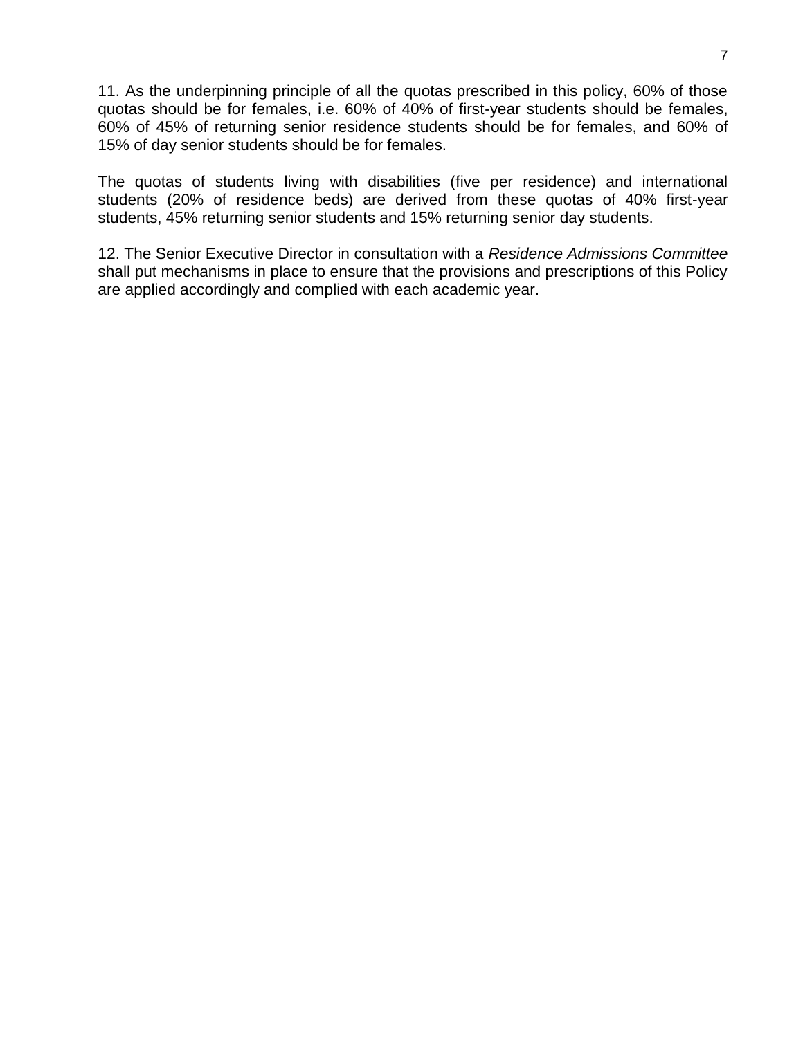11. As the underpinning principle of all the quotas prescribed in this policy, 60% of those quotas should be for females, i.e. 60% of 40% of first-year students should be females, 60% of 45% of returning senior residence students should be for females, and 60% of 15% of day senior students should be for females.

The quotas of students living with disabilities (five per residence) and international students (20% of residence beds) are derived from these quotas of 40% first-year students, 45% returning senior students and 15% returning senior day students.

12. The Senior Executive Director in consultation with a *Residence Admissions Committee* shall put mechanisms in place to ensure that the provisions and prescriptions of this Policy are applied accordingly and complied with each academic year.